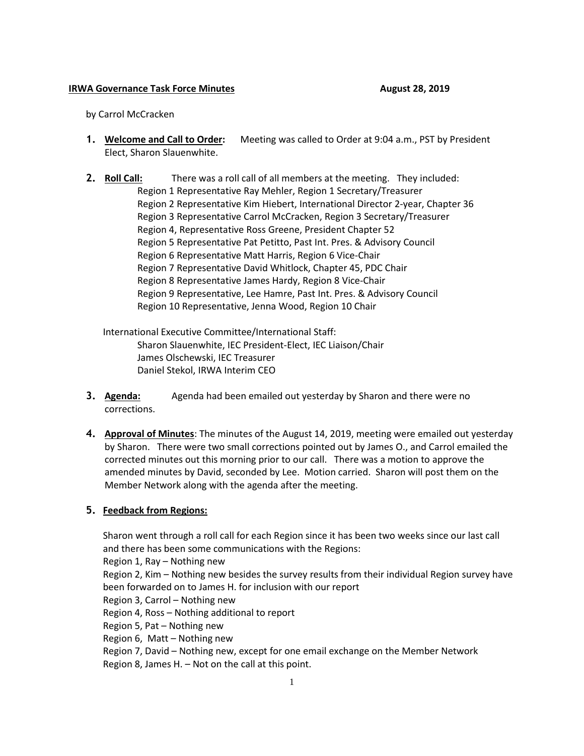**IRWA Governance Task Force Minutes** **August 28, 2019**

by Carrol McCracken

1. **Welcome and Call to Order:** Meeting was called to Order at 9:04 a.m., PST by President Elect, Sharon Slauenwhite.

2. **Roll Call:** There was a roll call of all members at the meeting. They included:
   - Region 1 Representative Ray Mehler, Region 1 Secretary/Treasurer
   - Region 2 Representative Kim Hiebert, International Director 2-year, Chapter 36
   - Region 3 Representative Carrol McCracken, Region 3 Secretary/Treasurer
   - Region 4, Representative Ross Greene, President Chapter 52
   - Region 5 Representative Pat Petitto, Past Int. Pres. & Advisory Council
   - Region 6 Representative Matt Harris, Region 6 Vice-Chair
   - Region 7 Representative David Whitlock, Chapter 45, PDC Chair
   - Region 8 Representative James Hardy, Region 8 Vice-Chair
   - Region 9 Representative, Lee Hamre, Past Int. Pres. & Advisory Council
   - Region 10 Representative, Jenna Wood, Region 10 Chair

   International Executive Committee/International Staff:
   - Sharon Slauenwhite, IEC President-Elect, IEC Liaison/Chair
   - James Olschewski, IEC Treasurer
   - Daniel Stekol, IRWA Interim CEO

3. **Agenda:** Agenda had been emailed out yesterday by Sharon and there were no corrections.

4. **Approval of Minutes**: The minutes of the August 14, 2019, meeting were emailed out yesterday by Sharon. There were two small corrections pointed out by James O., and Carrol emailed the corrected minutes out this morning prior to our call. There was a motion to approve the amended minutes by David, seconded by Lee. Motion carried. Sharon will post them on the Member Network along with the agenda after the meeting.

5. **Feedback from Regions:**

   Sharon went through a roll call for each Region since it has been two weeks since our last call and there has been some communications with the Regions:
   - Region 1, Ray – Nothing new
   - Region 2, Kim – Nothing new besides the survey results from their individual Region survey have been forwarded on to James H. for inclusion with our report
   - Region 3, Carrol – Nothing new
   - Region 4, Ross – Nothing additional to report
   - Region 5, Pat – Nothing new
   - Region 6, Matt – Nothing new
   - Region 7, David – Nothing new, except for one email exchange on the Member Network
   - Region 8, James H. – Not on the call at this point.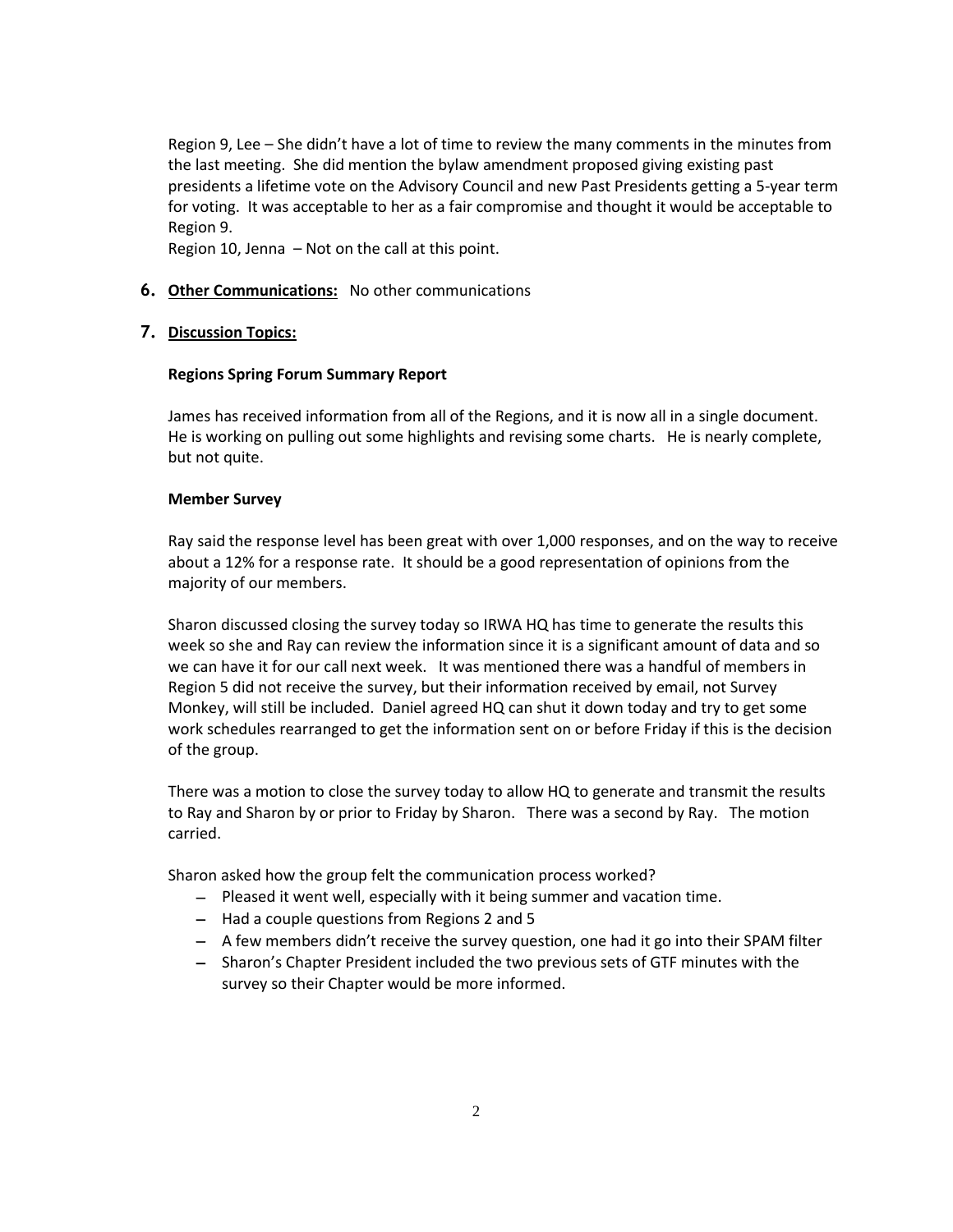Region 9, Lee – She didn't have a lot of time to review the many comments in the minutes from the last meeting. She did mention the bylaw amendment proposed giving existing past presidents a lifetime vote on the Advisory Council and new Past Presidents getting a 5-year term for voting. It was acceptable to her as a fair compromise and thought it would be acceptable to Region 9.

Region 10, Jenna – Not on the call at this point.

**6. Other Communications:** No other communications

**7. Discussion Topics:**

**Regions Spring Forum Summary Report**

James has received information from all of the Regions, and it is now all in a single document. He is working on pulling out some highlights and revising some charts. He is nearly complete, but not quite.

**Member Survey**

Ray said the response level has been great with over 1,000 responses, and on the way to receive about a 12% for a response rate. It should be a good representation of opinions from the majority of our members.

Sharon discussed closing the survey today so IRWA HQ has time to generate the results this week so she and Ray can review the information since it is a significant amount of data and so we can have it for our call next week. It was mentioned there was a handful of members in Region 5 did not receive the survey, but their information received by email, not Survey Monkey, will still be included. Daniel agreed HQ can shut it down today and try to get some work schedules rearranged to get the information sent on or before Friday if this is the decision of the group.

There was a motion to close the survey today to allow HQ to generate and transmit the results to Ray and Sharon by or prior to Friday by Sharon. There was a second by Ray. The motion carried.

Sharon asked how the group felt the communication process worked?

- Pleased it went well, especially with it being summer and vacation time.
- Had a couple questions from Regions 2 and 5
- A few members didn't receive the survey question, one had it go into their SPAM filter
- Sharon's Chapter President included the two previous sets of GTF minutes with the survey so their Chapter would be more informed.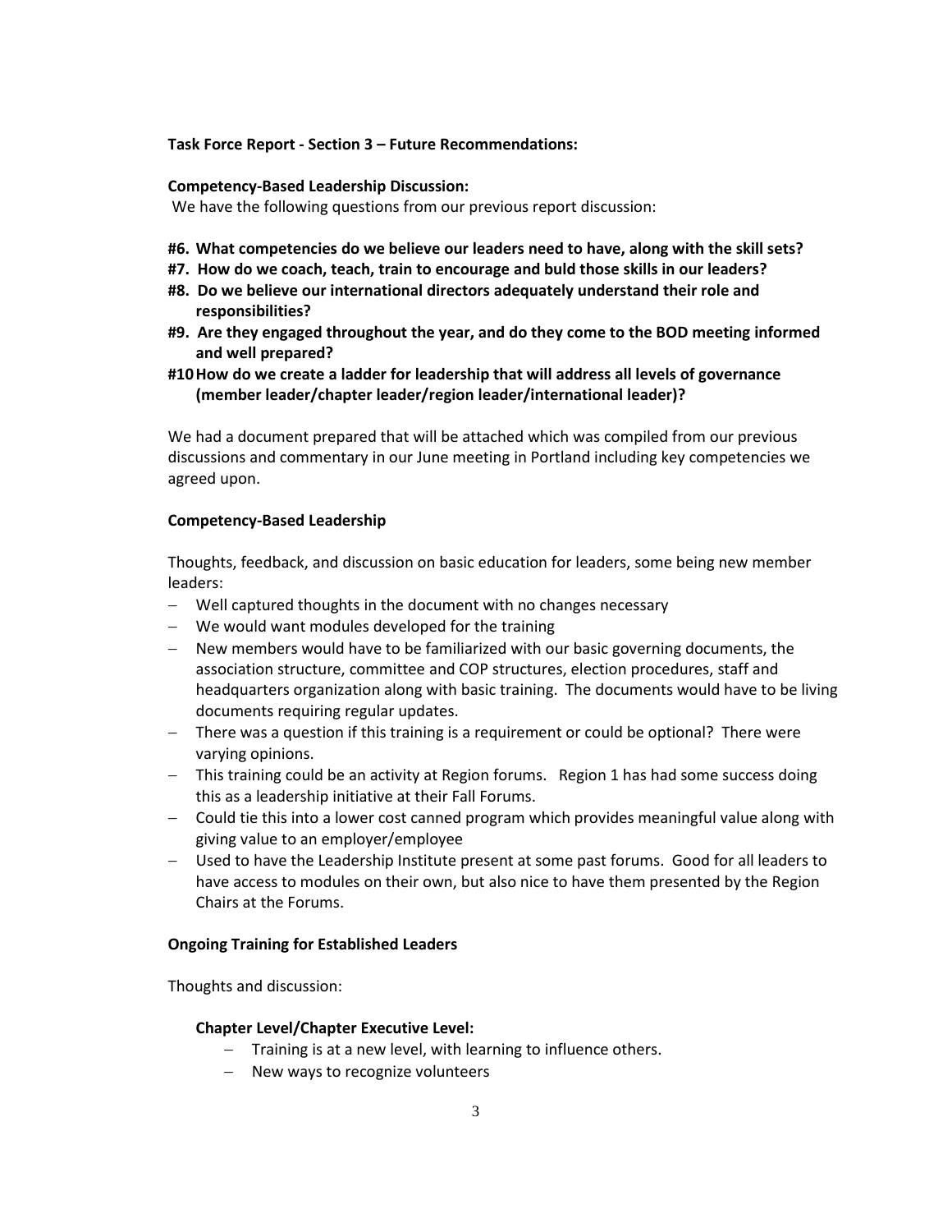**Task Force Report - Section 3 – Future Recommendations:**

**Competency-Based Leadership Discussion:**

We have the following questions from our previous report discussion:

**#6. What competencies do we believe our leaders need to have, along with the skill sets?**

**#7. How do we coach, teach, train to encourage and buld those skills in our leaders?**

**#8. Do we believe our international directors adequately understand their role and responsibilities?**

**#9. Are they engaged throughout the year, and do they come to the BOD meeting informed and well prepared?**

**#10 How do we create a ladder for leadership that will address all levels of governance (member leader/chapter leader/region leader/international leader)?**

We had a document prepared that will be attached which was compiled from our previous discussions and commentary in our June meeting in Portland including key competencies we agreed upon.

**Competency-Based Leadership**

Thoughts, feedback, and discussion on basic education for leaders, some being new member leaders:

- Well captured thoughts in the document with no changes necessary
- We would want modules developed for the training
- New members would have to be familiarized with our basic governing documents, the association structure, committee and COP structures, election procedures, staff and headquarters organization along with basic training. The documents would have to be living documents requiring regular updates.
- There was a question if this training is a requirement or could be optional? There were varying opinions.
- This training could be an activity at Region forums. Region 1 has had some success doing this as a leadership initiative at their Fall Forums.
- Could tie this into a lower cost canned program which provides meaningful value along with giving value to an employer/employee
- Used to have the Leadership Institute present at some past forums. Good for all leaders to have access to modules on their own, but also nice to have them presented by the Region Chairs at the Forums.

**Ongoing Training for Established Leaders**

Thoughts and discussion:

**Chapter Level/Chapter Executive Level:**

- Training is at a new level, with learning to influence others.
- New ways to recognize volunteers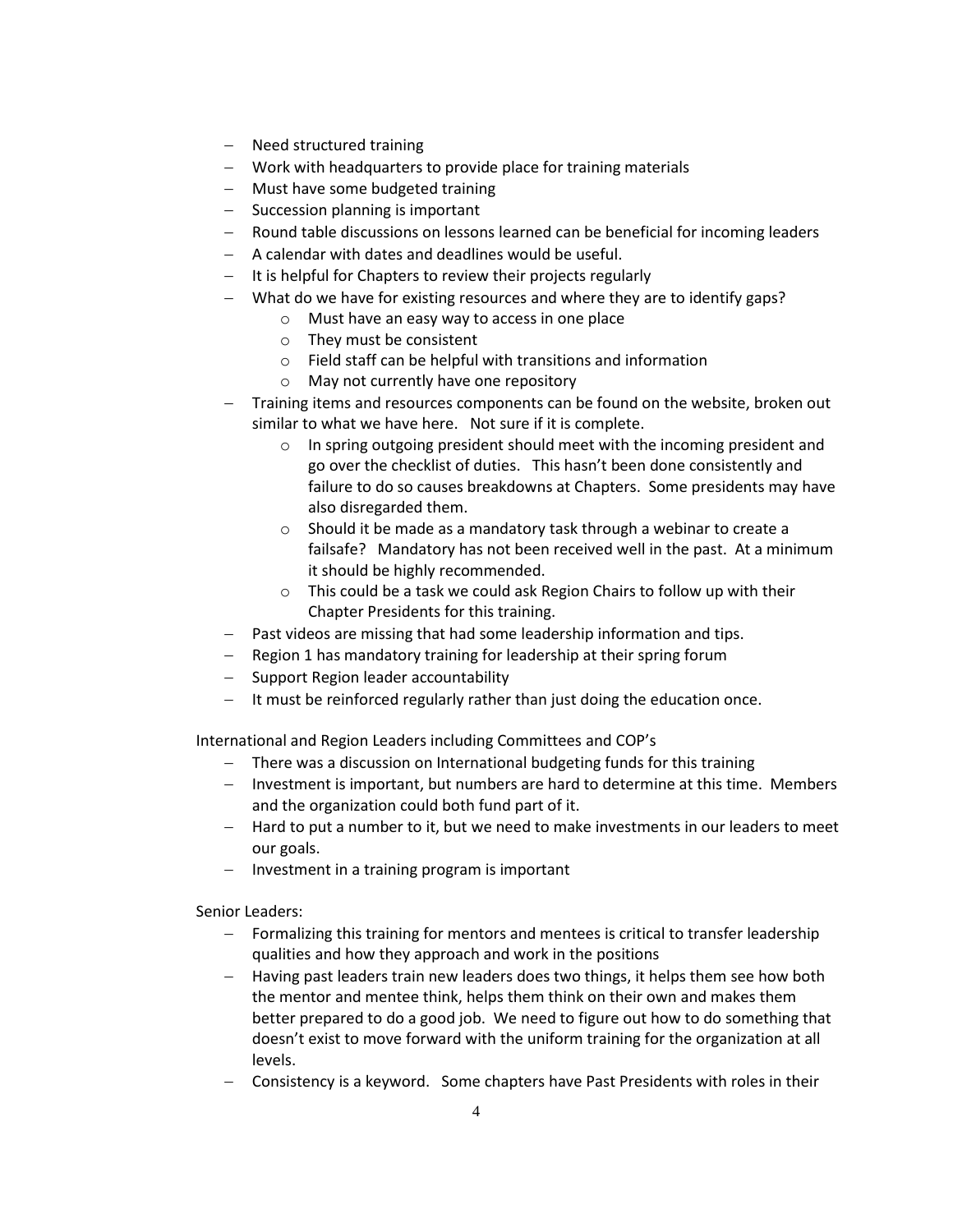- Need structured training
- Work with headquarters to provide place for training materials
- Must have some budgeted training
- Succession planning is important
- Round table discussions on lessons learned can be beneficial for incoming leaders
- A calendar with dates and deadlines would be useful.
- It is helpful for Chapters to review their projects regularly
- What do we have for existing resources and where they are to identify gaps?
    - Must have an easy way to access in one place
    - They must be consistent
    - Field staff can be helpful with transitions and information
    - May not currently have one repository
- Training items and resources components can be found on the website, broken out similar to what we have here. Not sure if it is complete.
    - In spring outgoing president should meet with the incoming president and go over the checklist of duties. This hasn't been done consistently and failure to do so causes breakdowns at Chapters. Some presidents may have also disregarded them.
    - Should it be made as a mandatory task through a webinar to create a failsafe? Mandatory has not been received well in the past. At a minimum it should be highly recommended.
    - This could be a task we could ask Region Chairs to follow up with their Chapter Presidents for this training.
- Past videos are missing that had some leadership information and tips.
- Region 1 has mandatory training for leadership at their spring forum
- Support Region leader accountability
- It must be reinforced regularly rather than just doing the education once.

International and Region Leaders including Committees and COP's

- There was a discussion on International budgeting funds for this training
- Investment is important, but numbers are hard to determine at this time. Members and the organization could both fund part of it.
- Hard to put a number to it, but we need to make investments in our leaders to meet our goals.
- Investment in a training program is important

Senior Leaders:

- Formalizing this training for mentors and mentees is critical to transfer leadership qualities and how they approach and work in the positions
- Having past leaders train new leaders does two things, it helps them see how both the mentor and mentee think, helps them think on their own and makes them better prepared to do a good job. We need to figure out how to do something that doesn't exist to move forward with the uniform training for the organization at all levels.
- Consistency is a keyword. Some chapters have Past Presidents with roles in their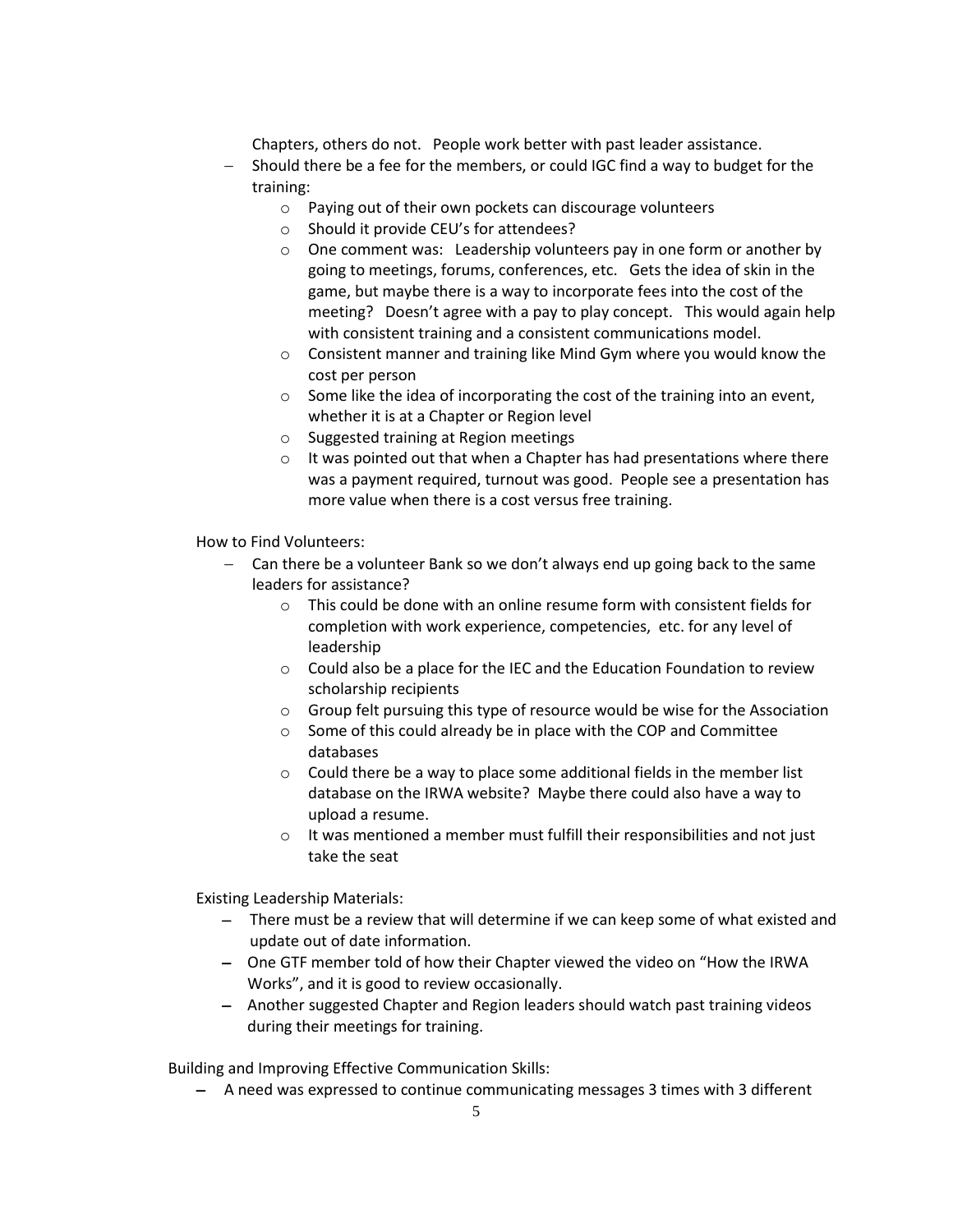Chapters, others do not. People work better with past leader assistance.

- Should there be a fee for the members, or could IGC find a way to budget for the training:
  - Paying out of their own pockets can discourage volunteers
  - Should it provide CEU's for attendees?
  - One comment was: Leadership volunteers pay in one form or another by going to meetings, forums, conferences, etc. Gets the idea of skin in the game, but maybe there is a way to incorporate fees into the cost of the meeting? Doesn't agree with a pay to play concept. This would again help with consistent training and a consistent communications model.
  - Consistent manner and training like Mind Gym where you would know the cost per person
  - Some like the idea of incorporating the cost of the training into an event, whether it is at a Chapter or Region level
  - Suggested training at Region meetings
  - It was pointed out that when a Chapter has had presentations where there was a payment required, turnout was good. People see a presentation has more value when there is a cost versus free training.

How to Find Volunteers:

- Can there be a volunteer Bank so we don't always end up going back to the same leaders for assistance?
  - This could be done with an online resume form with consistent fields for completion with work experience, competencies, etc. for any level of leadership
  - Could also be a place for the IEC and the Education Foundation to review scholarship recipients
  - Group felt pursuing this type of resource would be wise for the Association
  - Some of this could already be in place with the COP and Committee databases
  - Could there be a way to place some additional fields in the member list database on the IRWA website? Maybe there could also have a way to upload a resume.
  - It was mentioned a member must fulfill their responsibilities and not just take the seat

Existing Leadership Materials:

- There must be a review that will determine if we can keep some of what existed and update out of date information.
- One GTF member told of how their Chapter viewed the video on "How the IRWA Works", and it is good to review occasionally.
- Another suggested Chapter and Region leaders should watch past training videos during their meetings for training.

Building and Improving Effective Communication Skills:

- A need was expressed to continue communicating messages 3 times with 3 different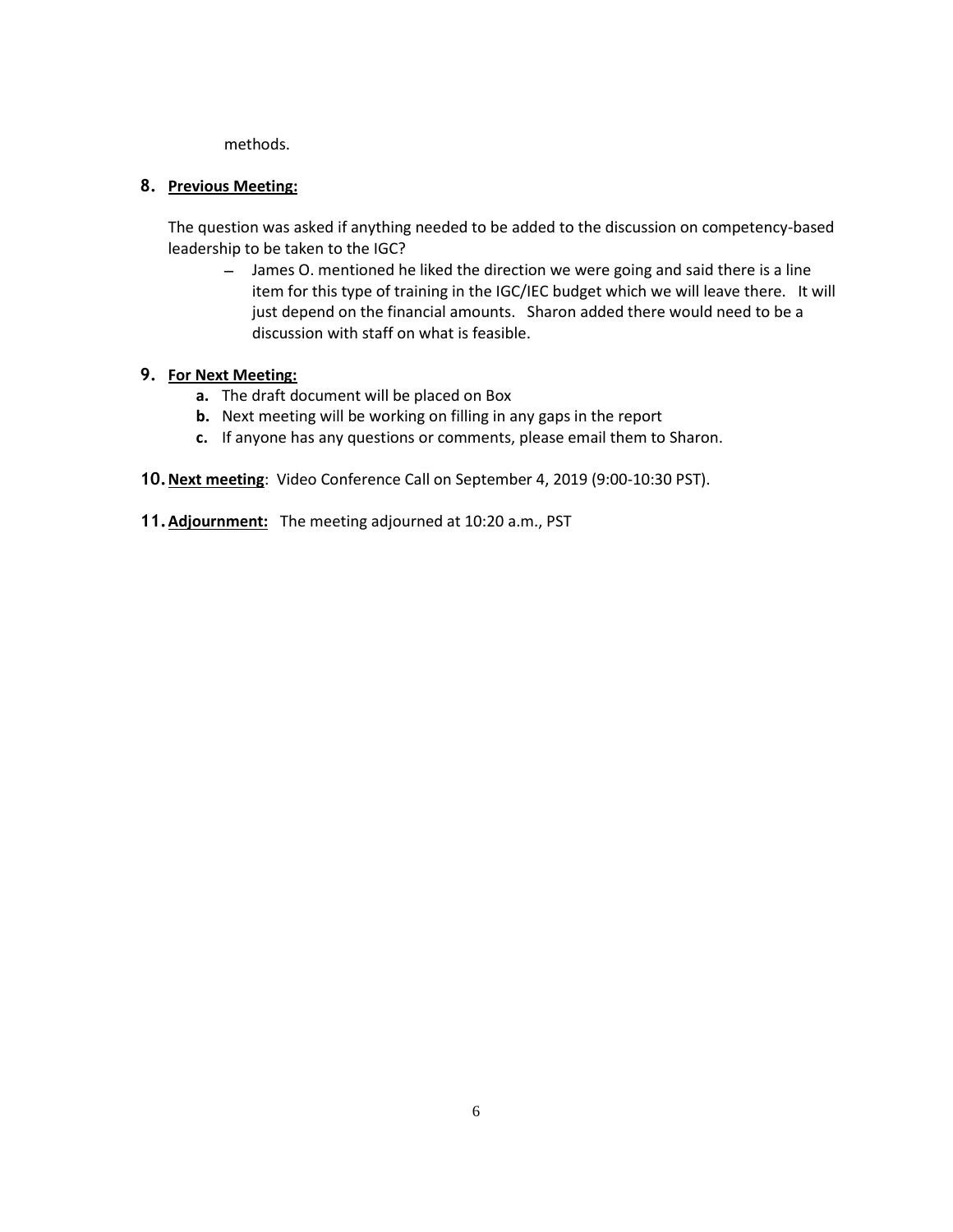methods.

**8. Previous Meeting:**

The question was asked if anything needed to be added to the discussion on competency-based leadership to be taken to the IGC?

- James O. mentioned he liked the direction we were going and said there is a line item for this type of training in the IGC/IEC budget which we will leave there. It will just depend on the financial amounts. Sharon added there would need to be a discussion with staff on what is feasible.

**9. For Next Meeting:**

- **a.** The draft document will be placed on Box
- **b.** Next meeting will be working on filling in any gaps in the report
- **c.** If anyone has any questions or comments, please email them to Sharon.

**10. Next meeting**: Video Conference Call on September 4, 2019 (9:00-10:30 PST).

**11. Adjournment:** The meeting adjourned at 10:20 a.m., PST